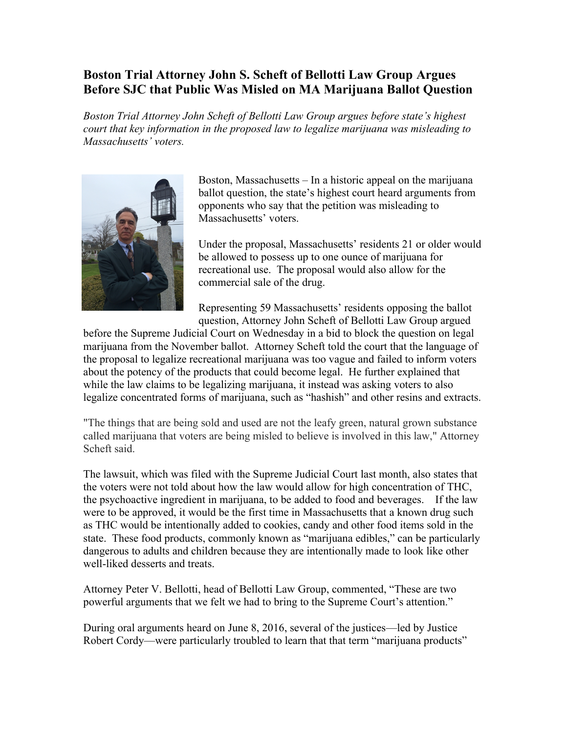# Boston Trial Attorney John S. Scheft of Bellotti Law Group Argues Before SJC that Public Was Misled on MA Marijuana Ballot Question

*Boston Trial Attorney John Scheft of Bellotti Law Group argues before state's highest court that key information in the proposed law to legalize marijuana was misleading to Massachusetts' voters.*

Boston, Massachusetts – In a historic appeal on the marijuana ballot question, the state's highest court heard arguments from opponents who say that the petition was misleading to Massachusetts' voters.

Under the proposal, Massachusetts' residents 21 or older would be allowed to possess up to one ounce of marijuana for recreational use. The proposal would also allow for the commercial sale of the drug.

Representing 59 Massachusetts' residents opposing the ballot question, Attorney John Scheft of Bellotti Law Group argued before the Supreme Judicial Court on Wednesday in a bid to block the question on legal marijuana from the November ballot. Attorney Scheft told the court that the language of the proposal to legalize recreational marijuana was too vague and failed to inform voters about the potency of the products that could become legal. He further explained that while the law claims to be legalizing marijuana, it instead was asking voters to also legalize concentrated forms of marijuana, such as "hashish" and other resins and extracts.

"The things that are being sold and used are not the leafy green, natural grown substance called marijuana that voters are being misled to believe is involved in this law," Attorney Scheft said.

The lawsuit, which was filed with the Supreme Judicial Court last month, also states that the voters were not told about how the law would allow for high concentration of THC, the psychoactive ingredient in marijuana, to be added to food and beverages. If the law were to be approved, it would be the first time in Massachusetts that a known drug such as THC would be intentionally added to cookies, candy and other food items sold in the state. These food products, commonly known as "marijuana edibles," can be particularly dangerous to adults and children because they are intentionally made to look like other well-liked desserts and treats.

Attorney Peter V. Bellotti, head of Bellotti Law Group, commented, "These are two powerful arguments that we felt we had to bring to the Supreme Court's attention."

During oral arguments heard on June 8, 2016, several of the justices—led by Justice Robert Cordy—were particularly troubled to learn that that term "marijuana products"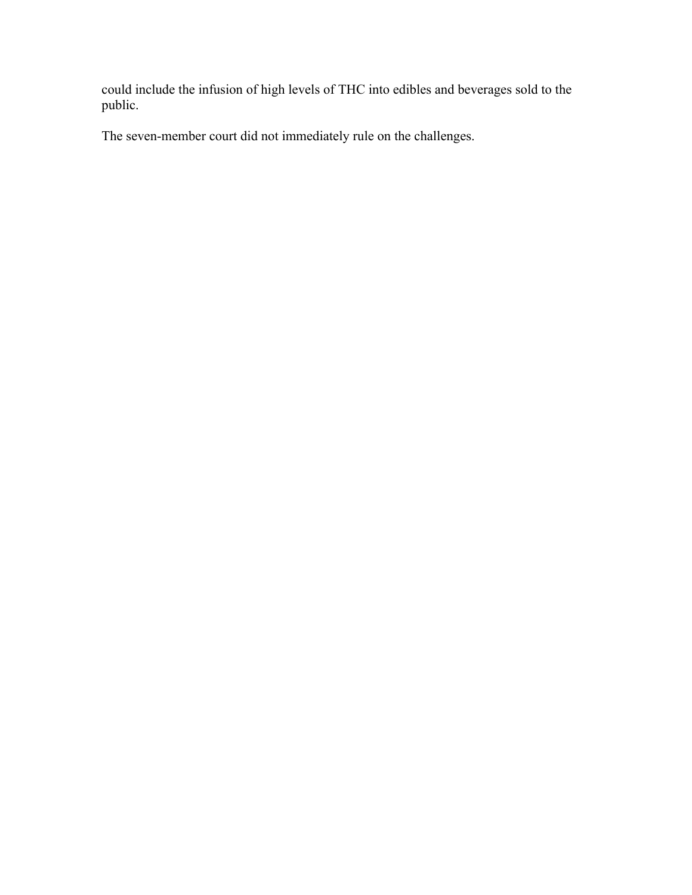could include the infusion of high levels of THC into edibles and beverages sold to the public.

The seven-member court did not immediately rule on the challenges.